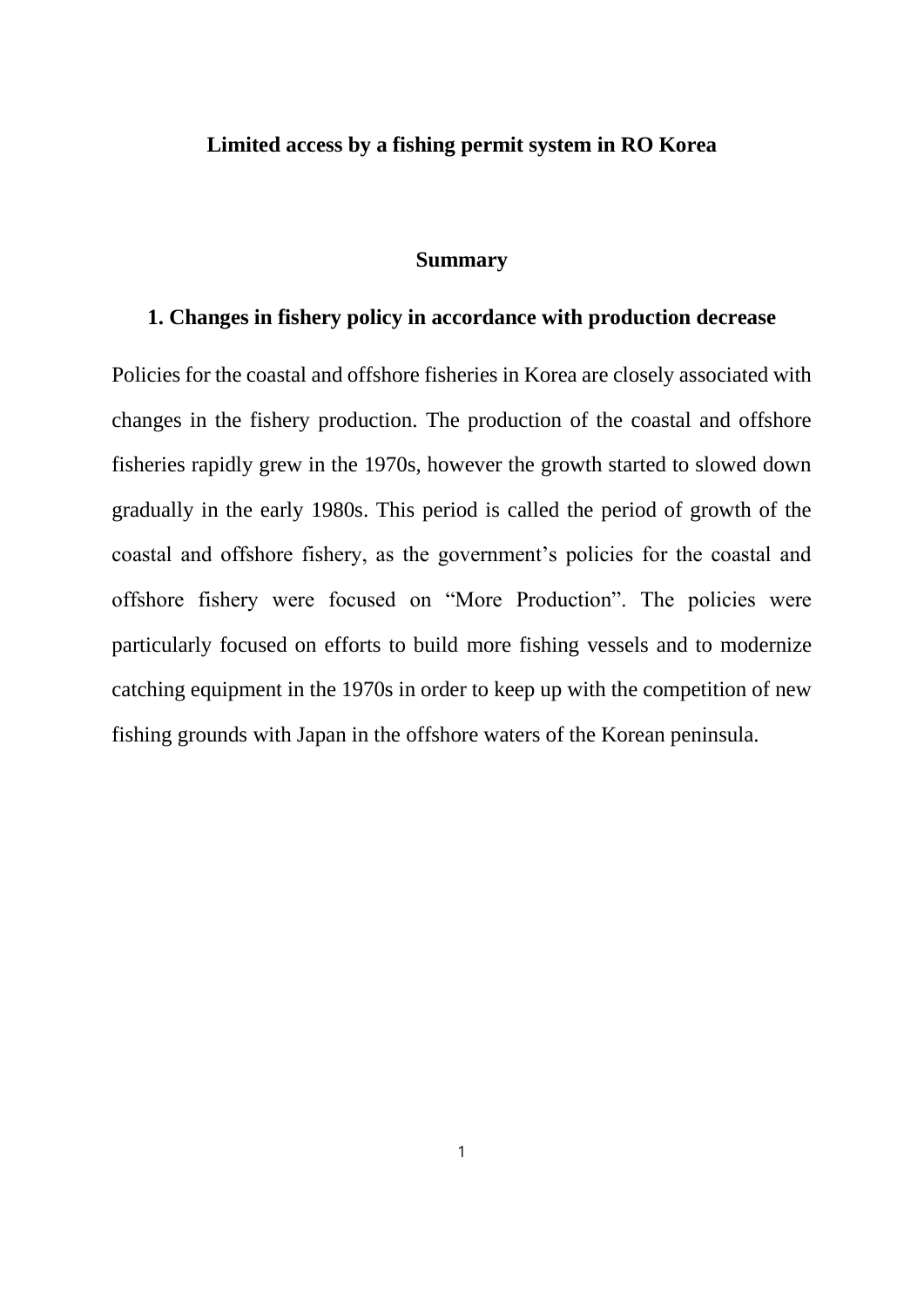# Limited access by a fishing permit system in RO Korea

## Summary

### 1. Changes in fishery policy in accordance with production decrease

Policies for the coastal and offshore fisheries in Korea are closely associated with changes in the fishery production. The production of the coastal and offshore fisheries rapidly grew in the 1970s, however the growth started to slowed down gradually in the early 1980s. This period is called the period of growth of the coastal and offshore fishery, as the government's policies for the coastal and offshore fishery were focused on "More Production". The policies were particularly focused on efforts to build more fishing vessels and to modernize catching equipment in the 1970s in order to keep up with the competition of new fishing grounds with Japan in the offshore waters of the Korean peninsula.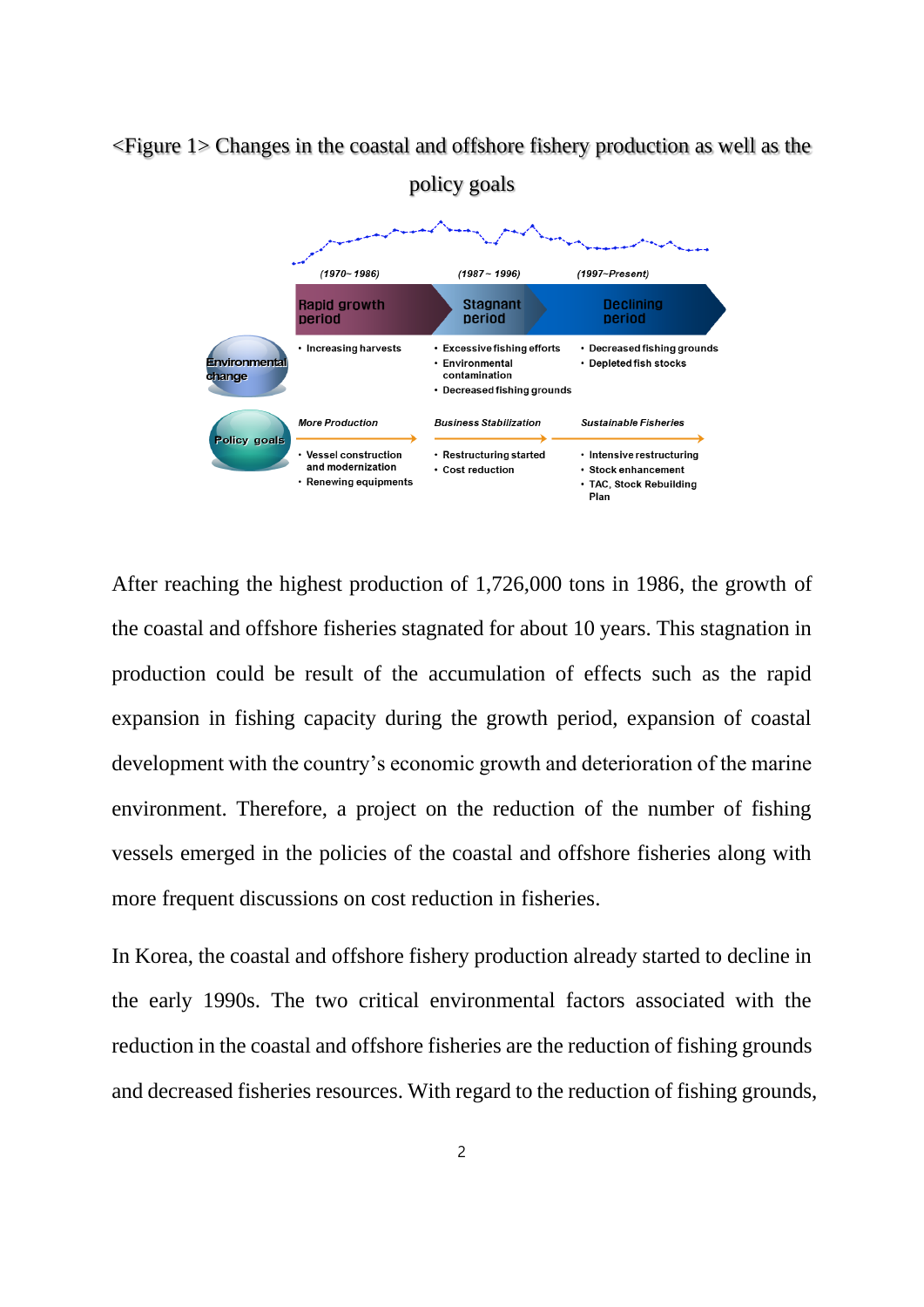<Figure 1> Changes in the coastal and offshore fishery production as well as the policy goals

| | (1970~ 1986) | (1987 ~ 1996) | (1997~Present) |
|---|---|---|---|
| | Rapid growth period | Stagnant period | Declining period |
| Environmental change | • Increasing harvests | • Excessive fishing efforts<br>• Environmental contamination<br>• Decreased fishing grounds | • Decreased fishing grounds<br>• Depleted fish stocks |
| Policy goals | *More Production* | *Business Stabilization* | *Sustainable Fisheries* |
| | • Vessel construction and modernization<br>• Renewing equipments | • Restructuring started<br>• Cost reduction | • Intensive restructuring<br>• Stock enhancement<br>• TAC, Stock Rebuilding Plan |

After reaching the highest production of 1,726,000 tons in 1986, the growth of the coastal and offshore fisheries stagnated for about 10 years. This stagnation in production could be result of the accumulation of effects such as the rapid expansion in fishing capacity during the growth period, expansion of coastal development with the country's economic growth and deterioration of the marine environment. Therefore, a project on the reduction of the number of fishing vessels emerged in the policies of the coastal and offshore fisheries along with more frequent discussions on cost reduction in fisheries.

In Korea, the coastal and offshore fishery production already started to decline in the early 1990s. The two critical environmental factors associated with the reduction in the coastal and offshore fisheries are the reduction of fishing grounds and decreased fisheries resources. With regard to the reduction of fishing grounds,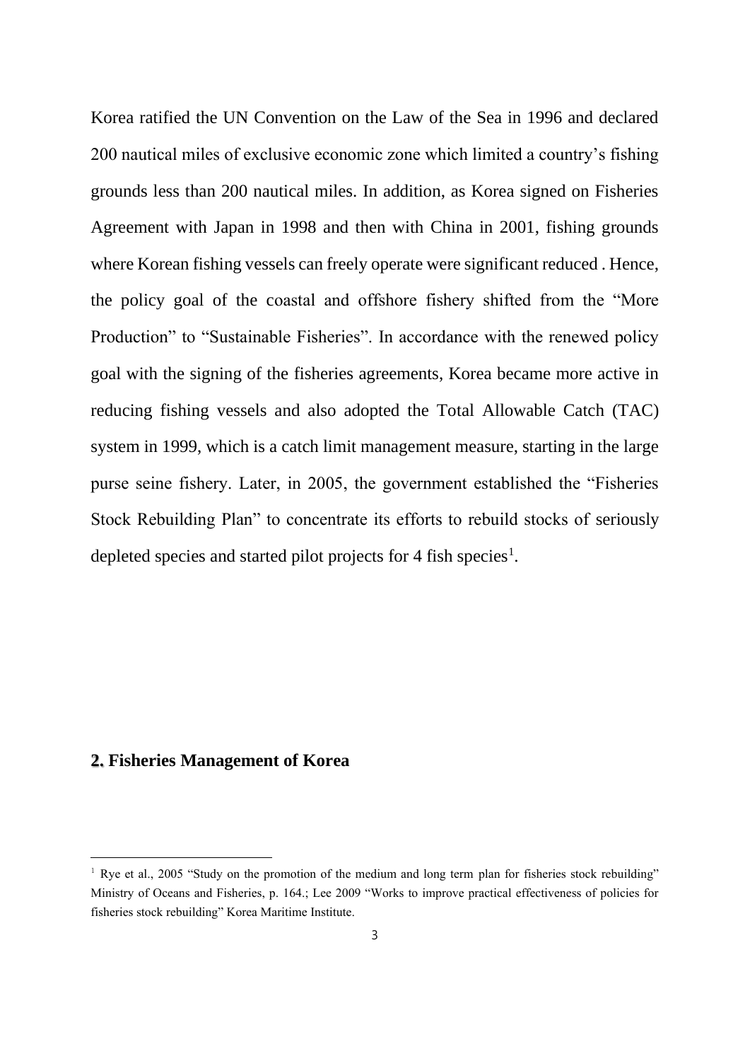Korea ratified the UN Convention on the Law of the Sea in 1996 and declared 200 nautical miles of exclusive economic zone which limited a country's fishing grounds less than 200 nautical miles. In addition, as Korea signed on Fisheries Agreement with Japan in 1998 and then with China in 2001, fishing grounds where Korean fishing vessels can freely operate were significant reduced . Hence, the policy goal of the coastal and offshore fishery shifted from the "More Production" to "Sustainable Fisheries". In accordance with the renewed policy goal with the signing of the fisheries agreements, Korea became more active in reducing fishing vessels and also adopted the Total Allowable Catch (TAC) system in 1999, which is a catch limit management measure, starting in the large purse seine fishery. Later, in 2005, the government established the "Fisheries Stock Rebuilding Plan" to concentrate its efforts to rebuild stocks of seriously depleted species and started pilot projects for 4 fish species[1].

## 2. Fisheries Management of Korea

[1] Rye et al., 2005 "Study on the promotion of the medium and long term plan for fisheries stock rebuilding" Ministry of Oceans and Fisheries, p. 164.; Lee 2009 "Works to improve practical effectiveness of policies for fisheries stock rebuilding" Korea Maritime Institute.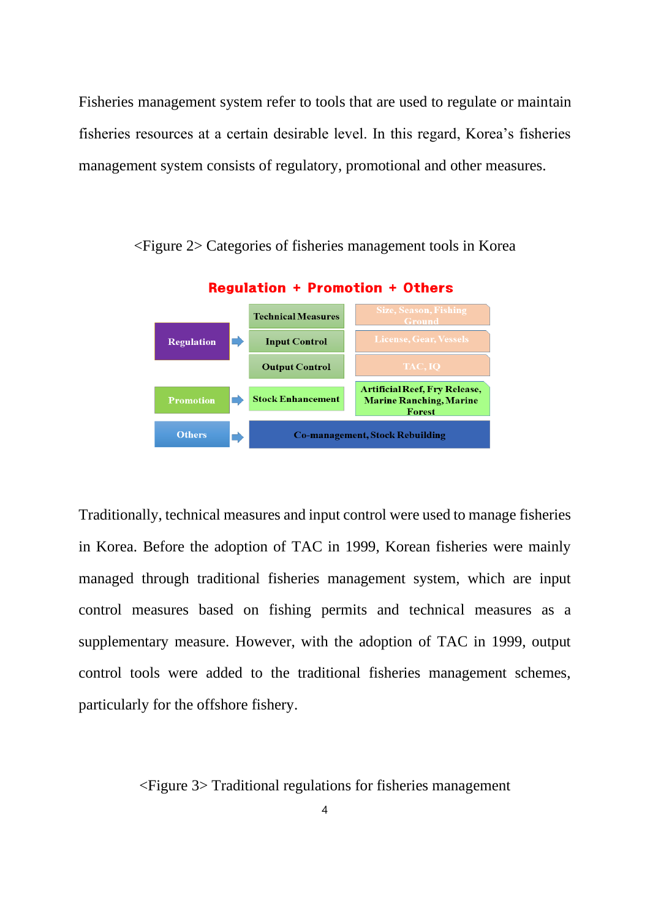Fisheries management system refer to tools that are used to regulate or maintain fisheries resources at a certain desirable level. In this regard, Korea's fisheries management system consists of regulatory, promotional and other measures.

<Figure 2> Categories of fisheries management tools in Korea

**Regulation + Promotion + Others**

| Category | Tool | Examples |
| --- | --- | --- |
| Regulation | Technical Measures | Size, Season, Fishing Ground |
| | Input Control | License, Gear, Vessels |
| | Output Control | TAC, IQ |
| Promotion | Stock Enhancement | Artificial Reef, Fry Release, Marine Ranching, Marine Forest |
| Others | Co-management, Stock Rebuilding | |

Traditionally, technical measures and input control were used to manage fisheries in Korea. Before the adoption of TAC in 1999, Korean fisheries were mainly managed through traditional fisheries management system, which are input control measures based on fishing permits and technical measures as a supplementary measure. However, with the adoption of TAC in 1999, output control tools were added to the traditional fisheries management schemes, particularly for the offshore fishery.

<Figure 3> Traditional regulations for fisheries management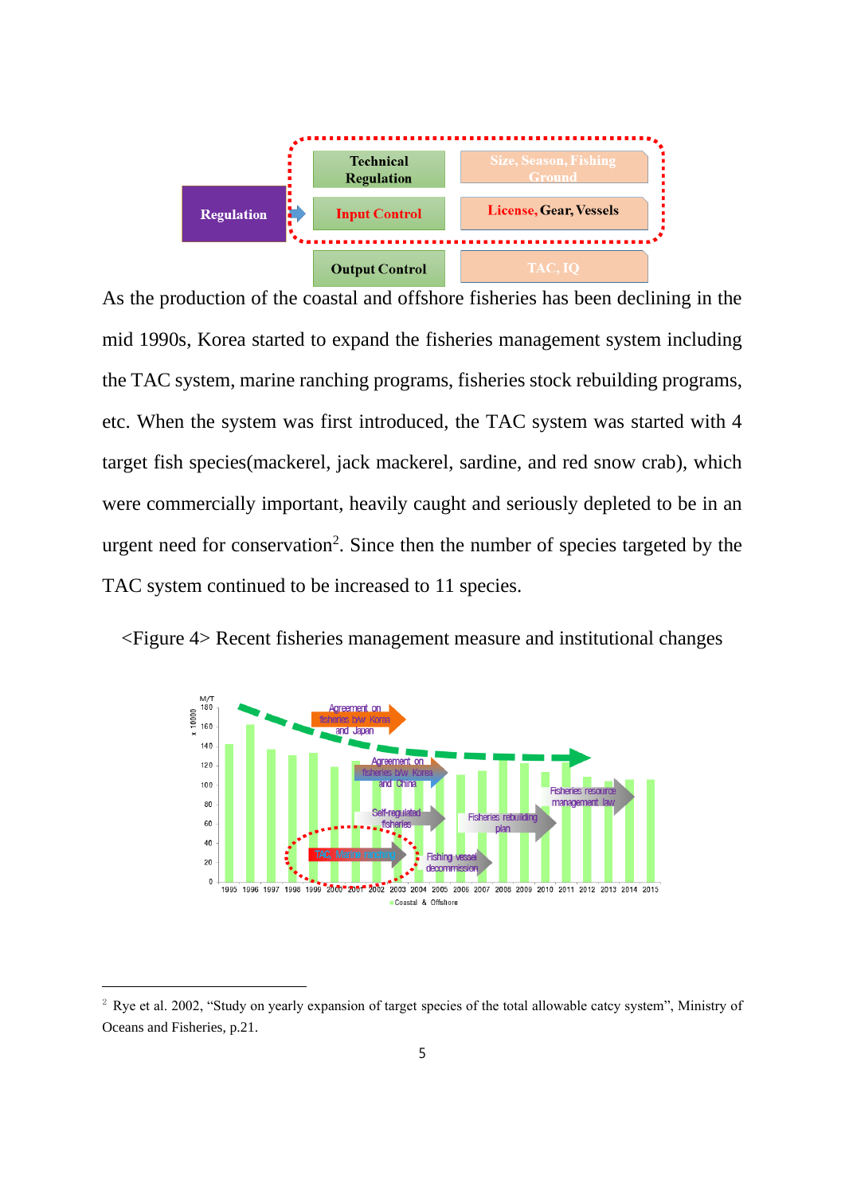As the production of the coastal and offshore fisheries has been declining in the mid 1990s, Korea started to expand the fisheries management system including the TAC system, marine ranching programs, fisheries stock rebuilding programs, etc. When the system was first introduced, the TAC system was started with 4 target fish species(mackerel, jack mackerel, sardine, and red snow crab), which were commercially important, heavily caught and seriously depleted to be in an urgent need for conservation[2]. Since then the number of species targeted by the TAC system continued to be increased to 11 species.

<Figure 4> Recent fisheries management measure and institutional changes

---

[2] Rye et al. 2002, "Study on yearly expansion of target species of the total allowable catcy system", Ministry of Oceans and Fisheries, p.21.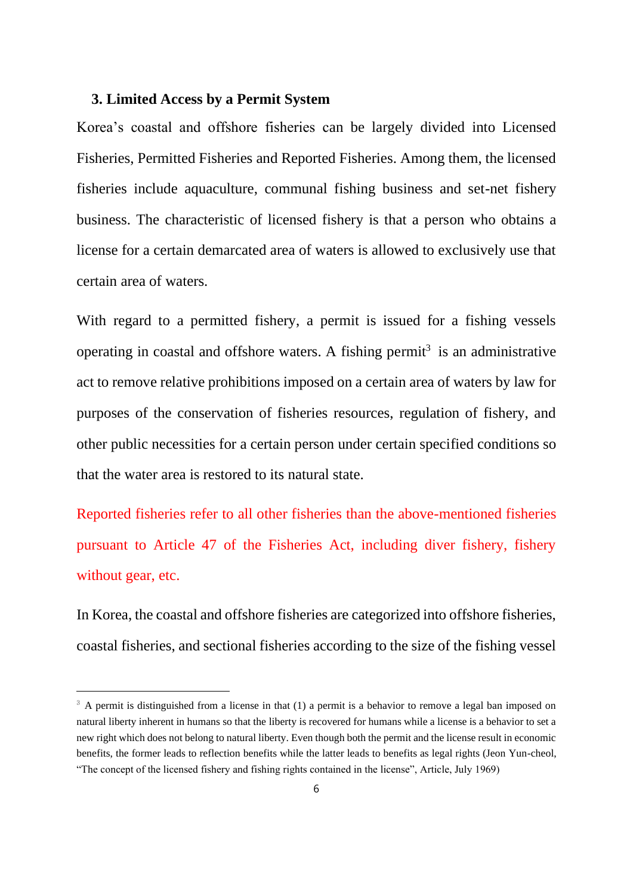### 3. Limited Access by a Permit System

Korea's coastal and offshore fisheries can be largely divided into Licensed Fisheries, Permitted Fisheries and Reported Fisheries. Among them, the licensed fisheries include aquaculture, communal fishing business and set-net fishery business. The characteristic of licensed fishery is that a person who obtains a license for a certain demarcated area of waters is allowed to exclusively use that certain area of waters.

With regard to a permitted fishery, a permit is issued for a fishing vessels operating in coastal and offshore waters. A fishing permit[3] is an administrative act to remove relative prohibitions imposed on a certain area of waters by law for purposes of the conservation of fisheries resources, regulation of fishery, and other public necessities for a certain person under certain specified conditions so that the water area is restored to its natural state.

Reported fisheries refer to all other fisheries than the above-mentioned fisheries pursuant to Article 47 of the Fisheries Act, including diver fishery, fishery without gear, etc.

In Korea, the coastal and offshore fisheries are categorized into offshore fisheries, coastal fisheries, and sectional fisheries according to the size of the fishing vessel

---

[3] A permit is distinguished from a license in that (1) a permit is a behavior to remove a legal ban imposed on natural liberty inherent in humans so that the liberty is recovered for humans while a license is a behavior to set a new right which does not belong to natural liberty. Even though both the permit and the license result in economic benefits, the former leads to reflection benefits while the latter leads to benefits as legal rights (Jeon Yun-cheol, "The concept of the licensed fishery and fishing rights contained in the license", Article, July 1969)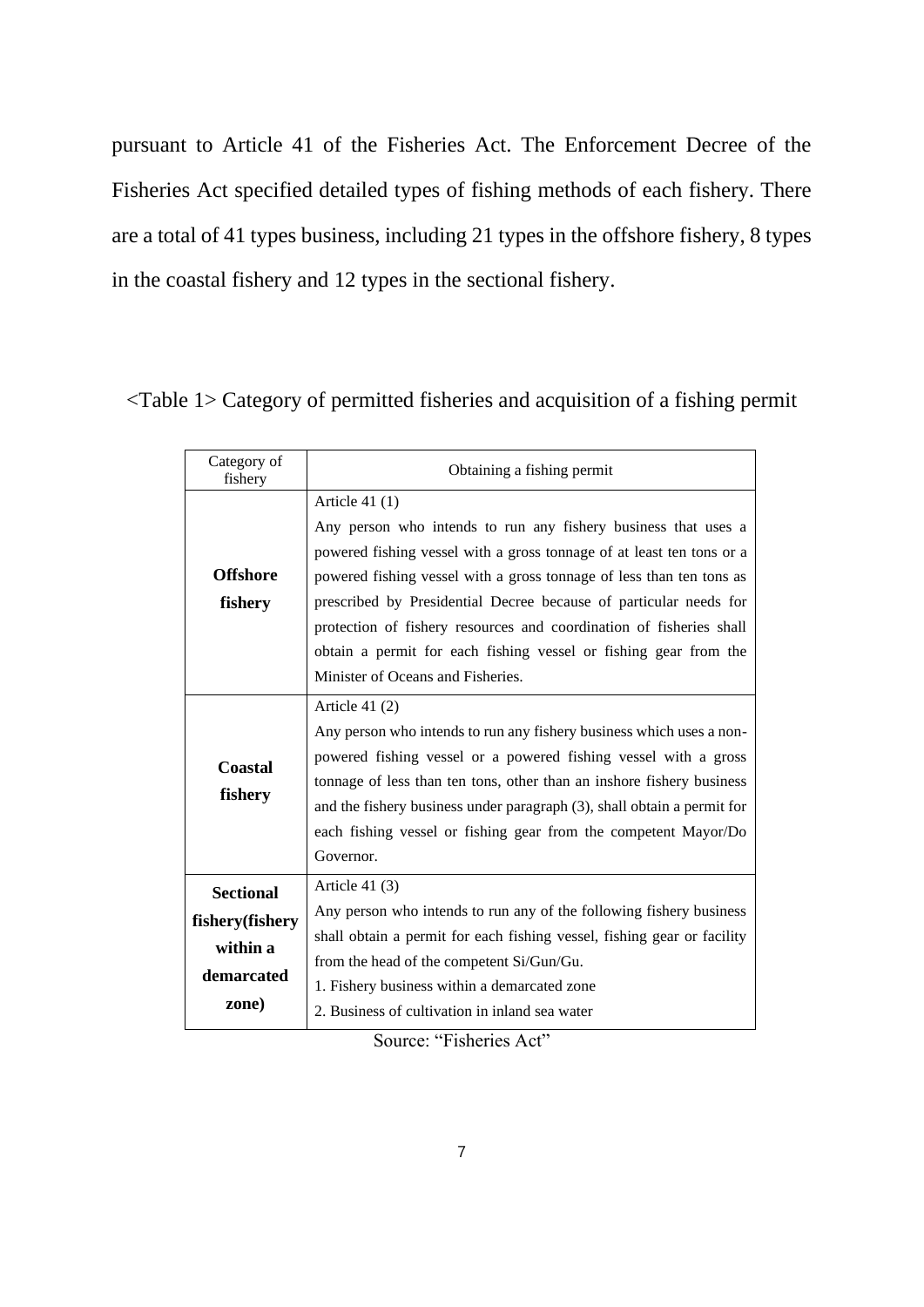pursuant to Article 41 of the Fisheries Act. The Enforcement Decree of the Fisheries Act specified detailed types of fishing methods of each fishery. There are a total of 41 types business, including 21 types in the offshore fishery, 8 types in the coastal fishery and 12 types in the sectional fishery.

<Table 1> Category of permitted fisheries and acquisition of a fishing permit

| Category of fishery | Obtaining a fishing permit |
|---|---|
| **Offshore fishery** | Article 41 (1)<br>Any person who intends to run any fishery business that uses a powered fishing vessel with a gross tonnage of at least ten tons or a powered fishing vessel with a gross tonnage of less than ten tons as prescribed by Presidential Decree because of particular needs for protection of fishery resources and coordination of fisheries shall obtain a permit for each fishing vessel or fishing gear from the Minister of Oceans and Fisheries. |
| **Coastal fishery** | Article 41 (2)<br>Any person who intends to run any fishery business which uses a non-powered fishing vessel or a powered fishing vessel with a gross tonnage of less than ten tons, other than an inshore fishery business and the fishery business under paragraph (3), shall obtain a permit for each fishing vessel or fishing gear from the competent Mayor/Do Governor. |
| **Sectional fishery(fishery within a demarcated zone)** | Article 41 (3)<br>Any person who intends to run any of the following fishery business shall obtain a permit for each fishing vessel, fishing gear or facility from the head of the competent Si/Gun/Gu.<br>1. Fishery business within a demarcated zone<br>2. Business of cultivation in inland sea water |

Source: "Fisheries Act"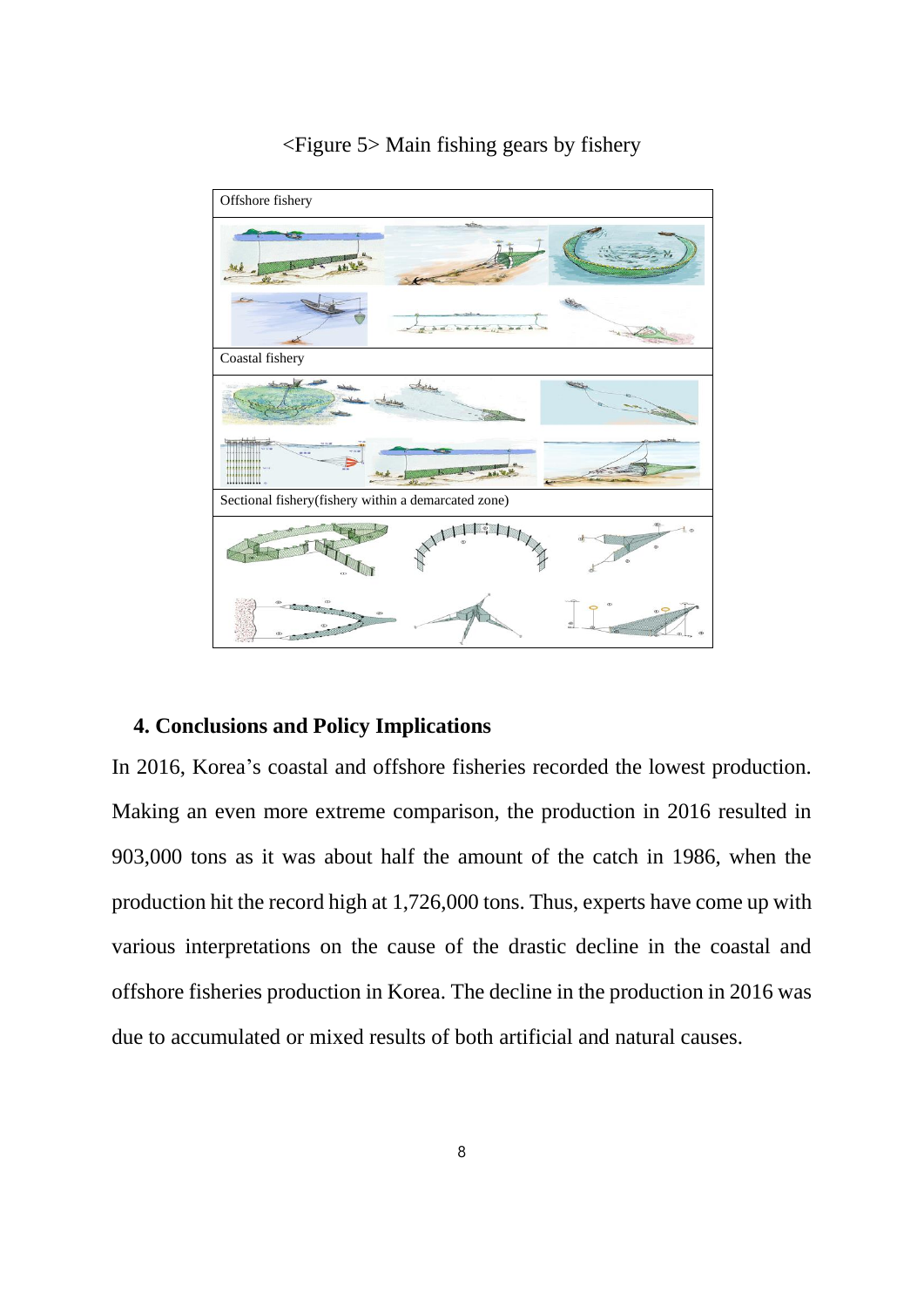<Figure 5> Main fishing gears by fishery

| Offshore fishery |
| --- |
| |
| Coastal fishery |
| |
| Sectional fishery(fishery within a demarcated zone) |
| |

## 4. Conclusions and Policy Implications

In 2016, Korea's coastal and offshore fisheries recorded the lowest production. Making an even more extreme comparison, the production in 2016 resulted in 903,000 tons as it was about half the amount of the catch in 1986, when the production hit the record high at 1,726,000 tons. Thus, experts have come up with various interpretations on the cause of the drastic decline in the coastal and offshore fisheries production in Korea. The decline in the production in 2016 was due to accumulated or mixed results of both artificial and natural causes.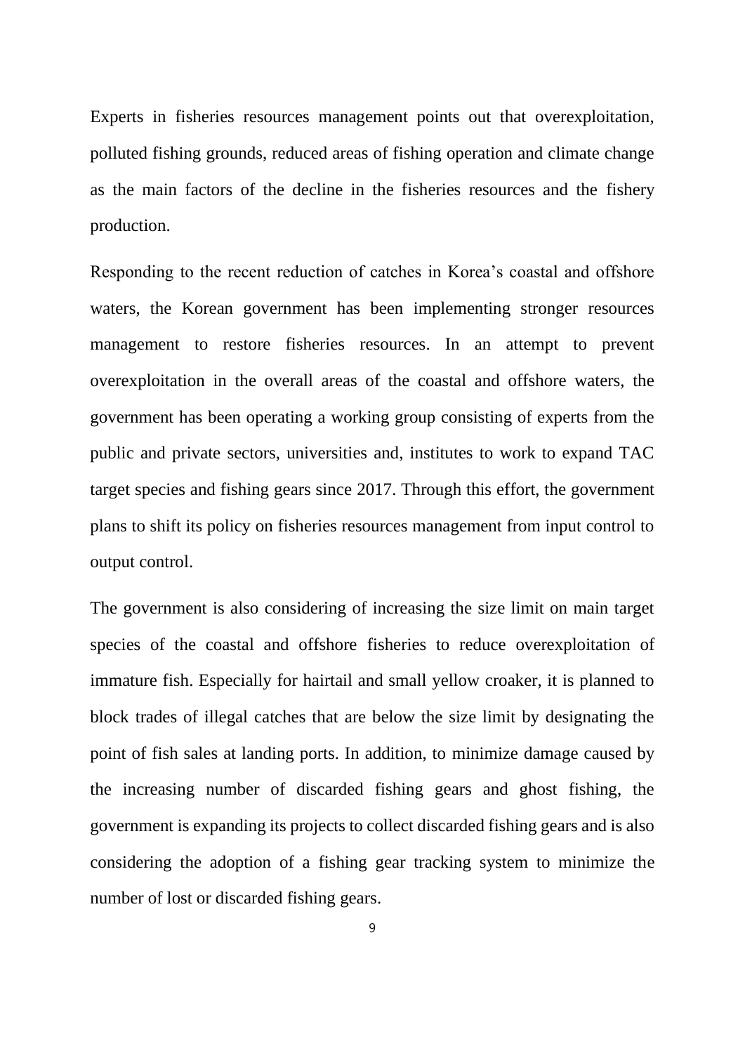Experts in fisheries resources management points out that overexploitation, polluted fishing grounds, reduced areas of fishing operation and climate change as the main factors of the decline in the fisheries resources and the fishery production.

Responding to the recent reduction of catches in Korea's coastal and offshore waters, the Korean government has been implementing stronger resources management to restore fisheries resources. In an attempt to prevent overexploitation in the overall areas of the coastal and offshore waters, the government has been operating a working group consisting of experts from the public and private sectors, universities and, institutes to work to expand TAC target species and fishing gears since 2017. Through this effort, the government plans to shift its policy on fisheries resources management from input control to output control.

The government is also considering of increasing the size limit on main target species of the coastal and offshore fisheries to reduce overexploitation of immature fish. Especially for hairtail and small yellow croaker, it is planned to block trades of illegal catches that are below the size limit by designating the point of fish sales at landing ports. In addition, to minimize damage caused by the increasing number of discarded fishing gears and ghost fishing, the government is expanding its projects to collect discarded fishing gears and is also considering the adoption of a fishing gear tracking system to minimize the number of lost or discarded fishing gears.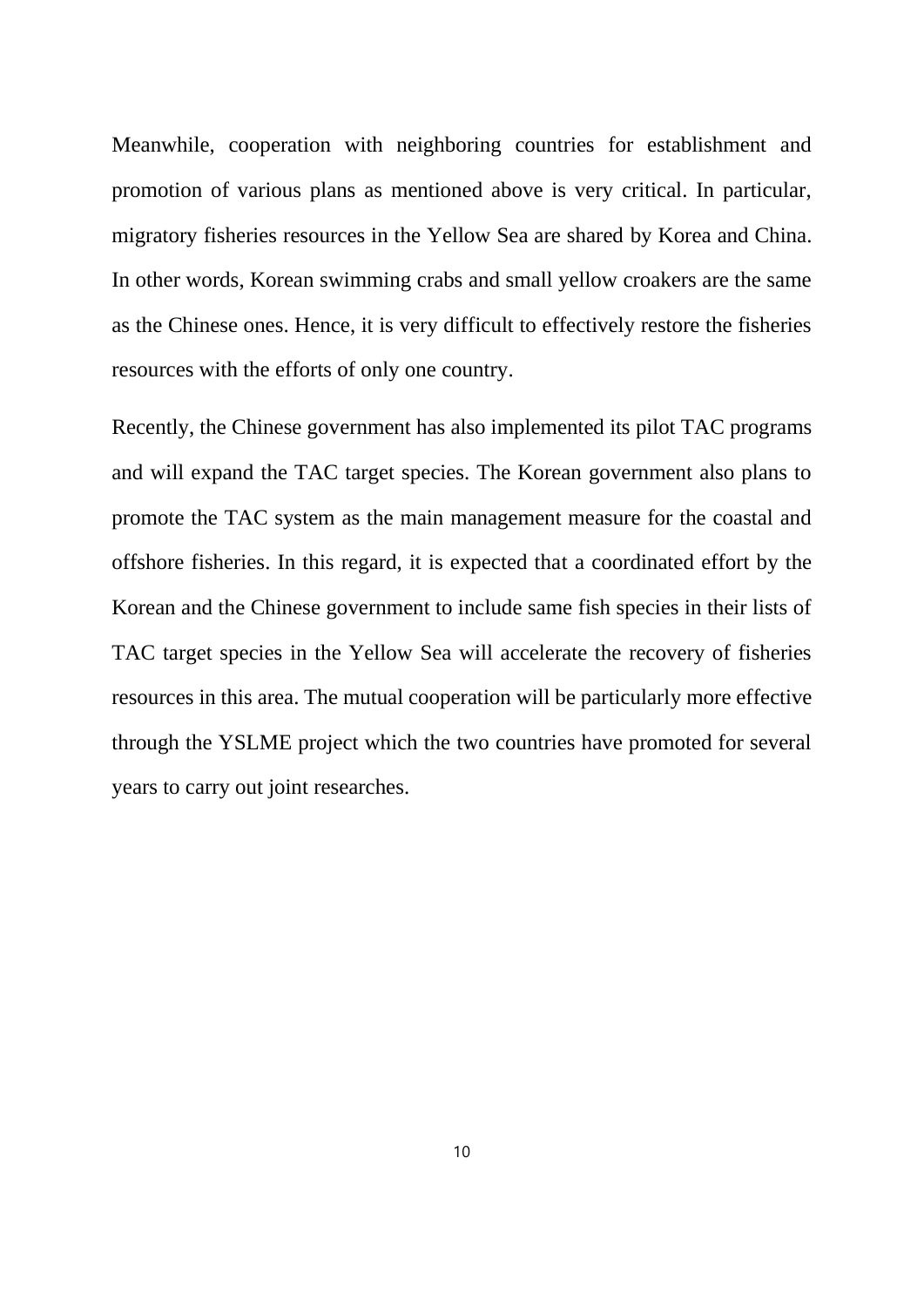Meanwhile, cooperation with neighboring countries for establishment and promotion of various plans as mentioned above is very critical. In particular, migratory fisheries resources in the Yellow Sea are shared by Korea and China. In other words, Korean swimming crabs and small yellow croakers are the same as the Chinese ones. Hence, it is very difficult to effectively restore the fisheries resources with the efforts of only one country.

Recently, the Chinese government has also implemented its pilot TAC programs and will expand the TAC target species. The Korean government also plans to promote the TAC system as the main management measure for the coastal and offshore fisheries. In this regard, it is expected that a coordinated effort by the Korean and the Chinese government to include same fish species in their lists of TAC target species in the Yellow Sea will accelerate the recovery of fisheries resources in this area. The mutual cooperation will be particularly more effective through the YSLME project which the two countries have promoted for several years to carry out joint researches.